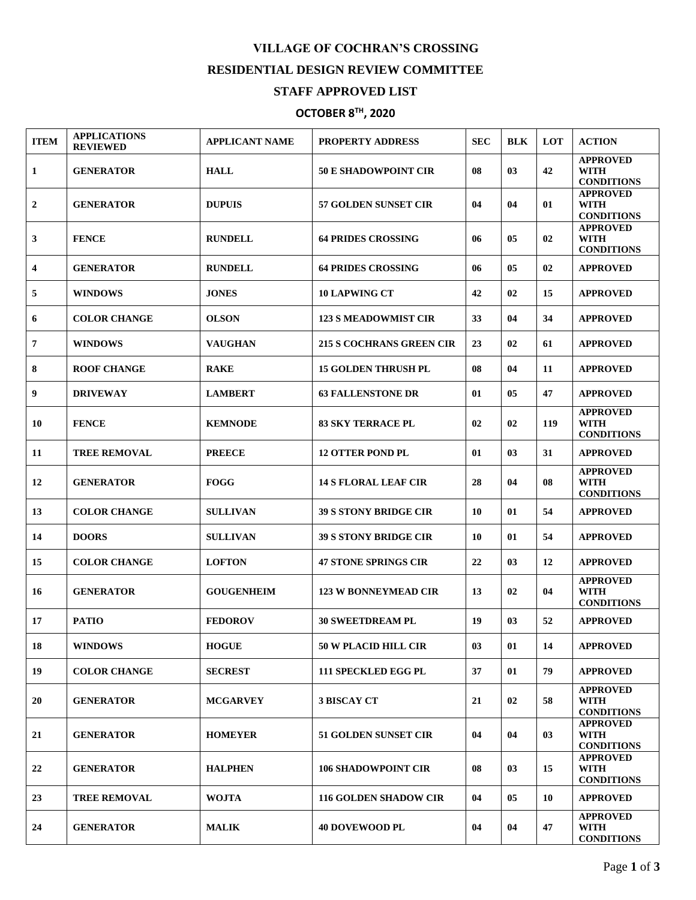# VILLAGE OF COCHRAN'S CROSSING

## RESIDENTIAL DESIGN REVIEW COMMITTEE

## STAFF APPROVED LIST

## OCTOBER 8TH, 2020

| ITEM | APPLICATIONS REVIEWED | APPLICANT NAME | PROPERTY ADDRESS | SEC | BLK | LOT | ACTION |
|---|---|---|---|---|---|---|---|
| 1 | GENERATOR | HALL | 50 E SHADOWPOINT CIR | 08 | 03 | 42 | APPROVED WITH CONDITIONS |
| 2 | GENERATOR | DUPUIS | 57 GOLDEN SUNSET CIR | 04 | 04 | 01 | APPROVED WITH CONDITIONS |
| 3 | FENCE | RUNDELL | 64 PRIDES CROSSING | 06 | 05 | 02 | APPROVED WITH CONDITIONS |
| 4 | GENERATOR | RUNDELL | 64 PRIDES CROSSING | 06 | 05 | 02 | APPROVED |
| 5 | WINDOWS | JONES | 10 LAPWING CT | 42 | 02 | 15 | APPROVED |
| 6 | COLOR CHANGE | OLSON | 123 S MEADOWMIST CIR | 33 | 04 | 34 | APPROVED |
| 7 | WINDOWS | VAUGHAN | 215 S COCHRANS GREEN CIR | 23 | 02 | 61 | APPROVED |
| 8 | ROOF CHANGE | RAKE | 15 GOLDEN THRUSH PL | 08 | 04 | 11 | APPROVED |
| 9 | DRIVEWAY | LAMBERT | 63 FALLENSTONE DR | 01 | 05 | 47 | APPROVED |
| 10 | FENCE | KEMNODE | 83 SKY TERRACE PL | 02 | 02 | 119 | APPROVED WITH CONDITIONS |
| 11 | TREE REMOVAL | PREECE | 12 OTTER POND PL | 01 | 03 | 31 | APPROVED |
| 12 | GENERATOR | FOGG | 14 S FLORAL LEAF CIR | 28 | 04 | 08 | APPROVED WITH CONDITIONS |
| 13 | COLOR CHANGE | SULLIVAN | 39 S STONY BRIDGE CIR | 10 | 01 | 54 | APPROVED |
| 14 | DOORS | SULLIVAN | 39 S STONY BRIDGE CIR | 10 | 01 | 54 | APPROVED |
| 15 | COLOR CHANGE | LOFTON | 47 STONE SPRINGS CIR | 22 | 03 | 12 | APPROVED |
| 16 | GENERATOR | GOUGENHEIM | 123 W BONNEYMEAD CIR | 13 | 02 | 04 | APPROVED WITH CONDITIONS |
| 17 | PATIO | FEDOROV | 30 SWEETDREAM PL | 19 | 03 | 52 | APPROVED |
| 18 | WINDOWS | HOGUE | 50 W PLACID HILL CIR | 03 | 01 | 14 | APPROVED |
| 19 | COLOR CHANGE | SECREST | 111 SPECKLED EGG PL | 37 | 01 | 79 | APPROVED |
| 20 | GENERATOR | MCGARVEY | 3 BISCAY CT | 21 | 02 | 58 | APPROVED WITH CONDITIONS |
| 21 | GENERATOR | HOMEYER | 51 GOLDEN SUNSET CIR | 04 | 04 | 03 | APPROVED WITH CONDITIONS |
| 22 | GENERATOR | HALPHEN | 106 SHADOWPOINT CIR | 08 | 03 | 15 | APPROVED WITH CONDITIONS |
| 23 | TREE REMOVAL | WOJTA | 116 GOLDEN SHADOW CIR | 04 | 05 | 10 | APPROVED |
| 24 | GENERATOR | MALIK | 40 DOVEWOOD PL | 04 | 04 | 47 | APPROVED WITH CONDITIONS |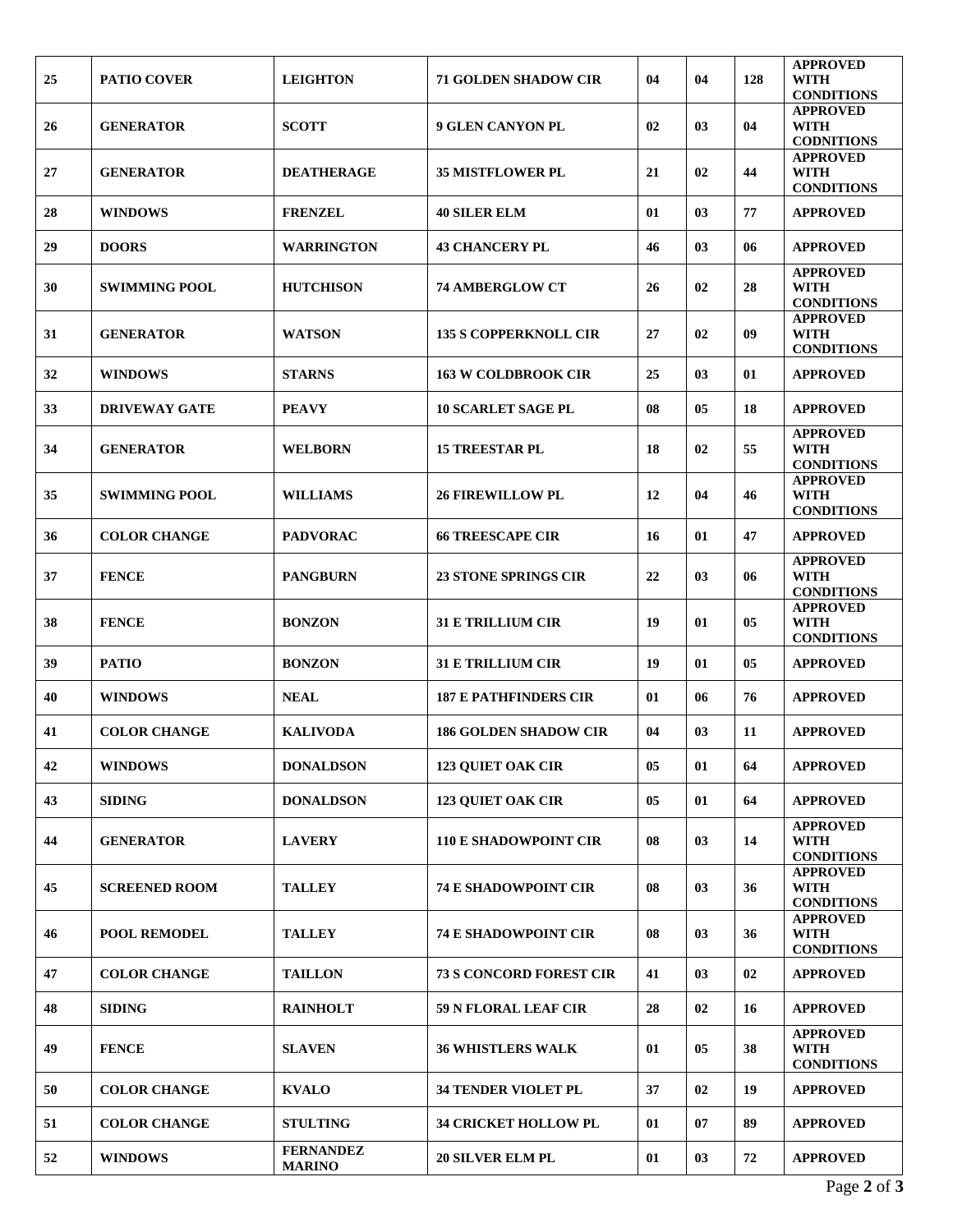| 25 | PATIO COVER | LEIGHTON | 71 GOLDEN SHADOW CIR | 04 | 04 | 128 | APPROVED WITH CONDITIONS |
|---|---|---|---|---|---|---|---|
| 26 | GENERATOR | SCOTT | 9 GLEN CANYON PL | 02 | 03 | 04 | APPROVED WITH CODNITIONS |
| 27 | GENERATOR | DEATHERAGE | 35 MISTFLOWER PL | 21 | 02 | 44 | APPROVED WITH CONDITIONS |
| 28 | WINDOWS | FRENZEL | 40 SILER ELM | 01 | 03 | 77 | APPROVED |
| 29 | DOORS | WARRINGTON | 43 CHANCERY PL | 46 | 03 | 06 | APPROVED |
| 30 | SWIMMING POOL | HUTCHISON | 74 AMBERGLOW CT | 26 | 02 | 28 | APPROVED WITH CONDITIONS |
| 31 | GENERATOR | WATSON | 135 S COPPERKNOLL CIR | 27 | 02 | 09 | APPROVED WITH CONDITIONS |
| 32 | WINDOWS | STARNS | 163 W COLDBROOK CIR | 25 | 03 | 01 | APPROVED |
| 33 | DRIVEWAY GATE | PEAVY | 10 SCARLET SAGE PL | 08 | 05 | 18 | APPROVED |
| 34 | GENERATOR | WELBORN | 15 TREESTAR PL | 18 | 02 | 55 | APPROVED WITH CONDITIONS |
| 35 | SWIMMING POOL | WILLIAMS | 26 FIREWILLOW PL | 12 | 04 | 46 | APPROVED WITH CONDITIONS |
| 36 | COLOR CHANGE | PADVORAC | 66 TREESCAPE CIR | 16 | 01 | 47 | APPROVED |
| 37 | FENCE | PANGBURN | 23 STONE SPRINGS CIR | 22 | 03 | 06 | APPROVED WITH CONDITIONS |
| 38 | FENCE | BONZON | 31 E TRILLIUM CIR | 19 | 01 | 05 | APPROVED WITH CONDITIONS |
| 39 | PATIO | BONZON | 31 E TRILLIUM CIR | 19 | 01 | 05 | APPROVED |
| 40 | WINDOWS | NEAL | 187 E PATHFINDERS CIR | 01 | 06 | 76 | APPROVED |
| 41 | COLOR CHANGE | KALIVODA | 186 GOLDEN SHADOW CIR | 04 | 03 | 11 | APPROVED |
| 42 | WINDOWS | DONALDSON | 123 QUIET OAK CIR | 05 | 01 | 64 | APPROVED |
| 43 | SIDING | DONALDSON | 123 QUIET OAK CIR | 05 | 01 | 64 | APPROVED |
| 44 | GENERATOR | LAVERY | 110 E SHADOWPOINT CIR | 08 | 03 | 14 | APPROVED WITH CONDITIONS |
| 45 | SCREENED ROOM | TALLEY | 74 E SHADOWPOINT CIR | 08 | 03 | 36 | APPROVED WITH CONDITIONS |
| 46 | POOL REMODEL | TALLEY | 74 E SHADOWPOINT CIR | 08 | 03 | 36 | APPROVED WITH CONDITIONS |
| 47 | COLOR CHANGE | TAILLON | 73 S CONCORD FOREST CIR | 41 | 03 | 02 | APPROVED |
| 48 | SIDING | RAINHOLT | 59 N FLORAL LEAF CIR | 28 | 02 | 16 | APPROVED |
| 49 | FENCE | SLAVEN | 36 WHISTLERS WALK | 01 | 05 | 38 | APPROVED WITH CONDITIONS |
| 50 | COLOR CHANGE | KVALO | 34 TENDER VIOLET PL | 37 | 02 | 19 | APPROVED |
| 51 | COLOR CHANGE | STULTING | 34 CRICKET HOLLOW PL | 01 | 07 | 89 | APPROVED |
| 52 | WINDOWS | FERNANDEZ MARINO | 20 SILVER ELM PL | 01 | 03 | 72 | APPROVED |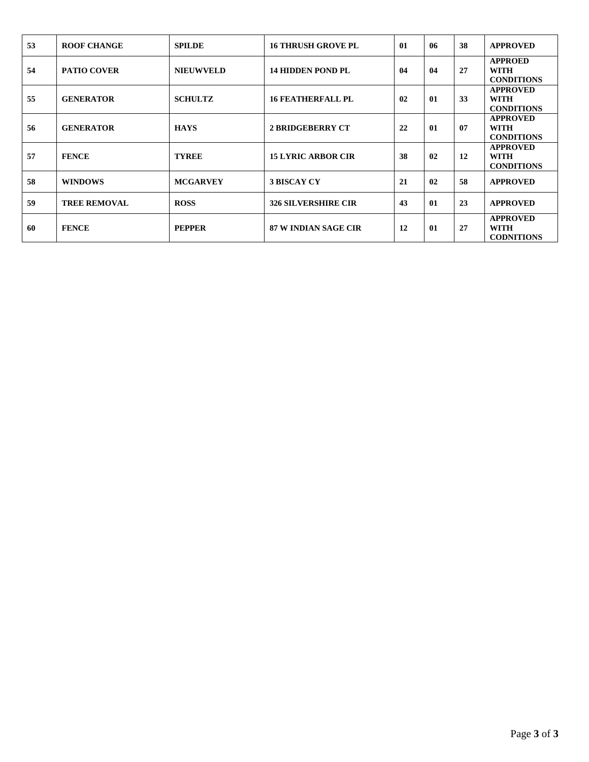| | | | | | | | |
|---|---|---|---|---|---|---|---|
| **53** | **ROOF CHANGE** | **SPILDE** | **16 THRUSH GROVE PL** | **01** | **06** | **38** | **APPROVED** |
| **54** | **PATIO COVER** | **NIEUWVELD** | **14 HIDDEN POND PL** | **04** | **04** | **27** | **APPROED WITH CONDITIONS** |
| **55** | **GENERATOR** | **SCHULTZ** | **16 FEATHERFALL PL** | **02** | **01** | **33** | **APPROVED WITH CONDITIONS** |
| **56** | **GENERATOR** | **HAYS** | **2 BRIDGEBERRY CT** | **22** | **01** | **07** | **APPROVED WITH CONDITIONS** |
| **57** | **FENCE** | **TYREE** | **15 LYRIC ARBOR CIR** | **38** | **02** | **12** | **APPROVED WITH CONDITIONS** |
| **58** | **WINDOWS** | **MCGARVEY** | **3 BISCAY CY** | **21** | **02** | **58** | **APPROVED** |
| **59** | **TREE REMOVAL** | **ROSS** | **326 SILVERSHIRE CIR** | **43** | **01** | **23** | **APPROVED** |
| **60** | **FENCE** | **PEPPER** | **87 W INDIAN SAGE CIR** | **12** | **01** | **27** | **APPROVED WITH CODNITIONS** |